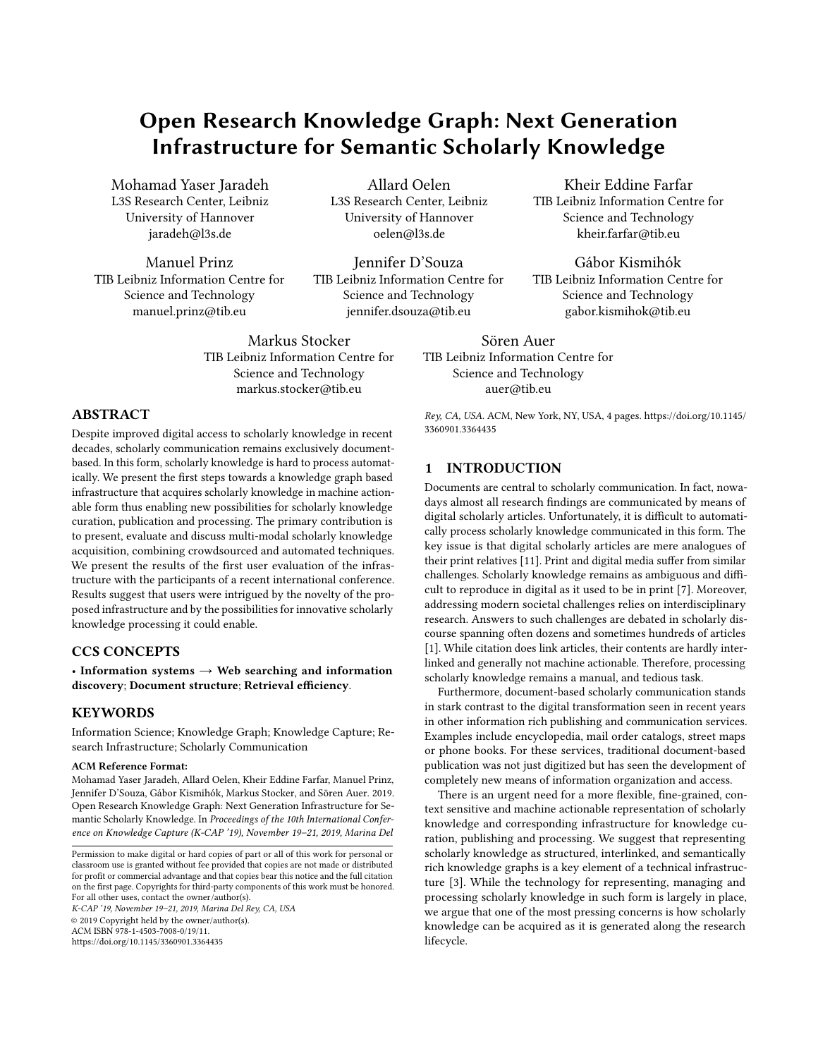# Open Research Knowledge Graph: Next Generation Infrastructure for Semantic Scholarly Knowledge

Mohamad Yaser Jaradeh
L3S Research Center, Leibniz University of Hannover
jaradeh@l3s.de

Allard Oelen
L3S Research Center, Leibniz University of Hannover
oelen@l3s.de

Kheir Eddine Farfar
TIB Leibniz Information Centre for Science and Technology
kheir.farfar@tib.eu

Manuel Prinz
TIB Leibniz Information Centre for Science and Technology
manuel.prinz@tib.eu

Jennifer D'Souza
TIB Leibniz Information Centre for Science and Technology
jennifer.dsouza@tib.eu

Gábor Kismihók
TIB Leibniz Information Centre for Science and Technology
gabor.kismihok@tib.eu

Markus Stocker
TIB Leibniz Information Centre for Science and Technology
markus.stocker@tib.eu

Sören Auer
TIB Leibniz Information Centre for Science and Technology
auer@tib.eu

## ABSTRACT

Despite improved digital access to scholarly knowledge in recent decades, scholarly communication remains exclusively document-based. In this form, scholarly knowledge is hard to process automatically. We present the first steps towards a knowledge graph based infrastructure that acquires scholarly knowledge in machine actionable form thus enabling new possibilities for scholarly knowledge curation, publication and processing. The primary contribution is to present, evaluate and discuss multi-modal scholarly knowledge acquisition, combining crowdsourced and automated techniques. We present the results of the first user evaluation of the infrastructure with the participants of a recent international conference. Results suggest that users were intrigued by the novelty of the proposed infrastructure and by the possibilities for innovative scholarly knowledge processing it could enable.

## CCS CONCEPTS

• **Information systems** → **Web searching and information discovery**; **Document structure**; **Retrieval efficiency**.

## KEYWORDS

Information Science; Knowledge Graph; Knowledge Capture; Research Infrastructure; Scholarly Communication

**ACM Reference Format:**
Mohamad Yaser Jaradeh, Allard Oelen, Kheir Eddine Farfar, Manuel Prinz, Jennifer D'Souza, Gábor Kismihók, Markus Stocker, and Sören Auer. 2019. Open Research Knowledge Graph: Next Generation Infrastructure for Semantic Scholarly Knowledge. In *Proceedings of the 10th International Conference on Knowledge Capture (K-CAP '19), November 19–21, 2019, Marina Del Rey, CA, USA.* ACM, New York, NY, USA, 4 pages. https://doi.org/10.1145/3360901.3364435

Permission to make digital or hard copies of part or all of this work for personal or classroom use is granted without fee provided that copies are not made or distributed for profit or commercial advantage and that copies bear this notice and the full citation on the first page. Copyrights for third-party components of this work must be honored. For all other uses, contact the owner/author(s).
*K-CAP '19, November 19–21, 2019, Marina Del Rey, CA, USA*
© 2019 Copyright held by the owner/author(s).
ACM ISBN 978-1-4503-7008-0/19/11.
https://doi.org/10.1145/3360901.3364435

## 1 INTRODUCTION

Documents are central to scholarly communication. In fact, nowadays almost all research findings are communicated by means of digital scholarly articles. Unfortunately, it is difficult to automatically process scholarly knowledge communicated in this form. The key issue is that digital scholarly articles are mere analogues of their print relatives [11]. Print and digital media suffer from similar challenges. Scholarly knowledge remains as ambiguous and difficult to reproduce in digital as it used to be in print [7]. Moreover, addressing modern societal challenges relies on interdisciplinary research. Answers to such challenges are debated in scholarly discourse spanning often dozens and sometimes hundreds of articles [1]. While citation does link articles, their contents are hardly interlinked and generally not machine actionable. Therefore, processing scholarly knowledge remains a manual, and tedious task.

Furthermore, document-based scholarly communication stands in stark contrast to the digital transformation seen in recent years in other information rich publishing and communication services. Examples include encyclopedia, mail order catalogs, street maps or phone books. For these services, traditional document-based publication was not just digitized but has seen the development of completely new means of information organization and access.

There is an urgent need for a more flexible, fine-grained, context sensitive and machine actionable representation of scholarly knowledge and corresponding infrastructure for knowledge curation, publishing and processing. We suggest that representing scholarly knowledge as structured, interlinked, and semantically rich knowledge graphs is a key element of a technical infrastructure [3]. While the technology for representing, managing and processing scholarly knowledge in such form is largely in place, we argue that one of the most pressing concerns is how scholarly knowledge can be acquired as it is generated along the research lifecycle.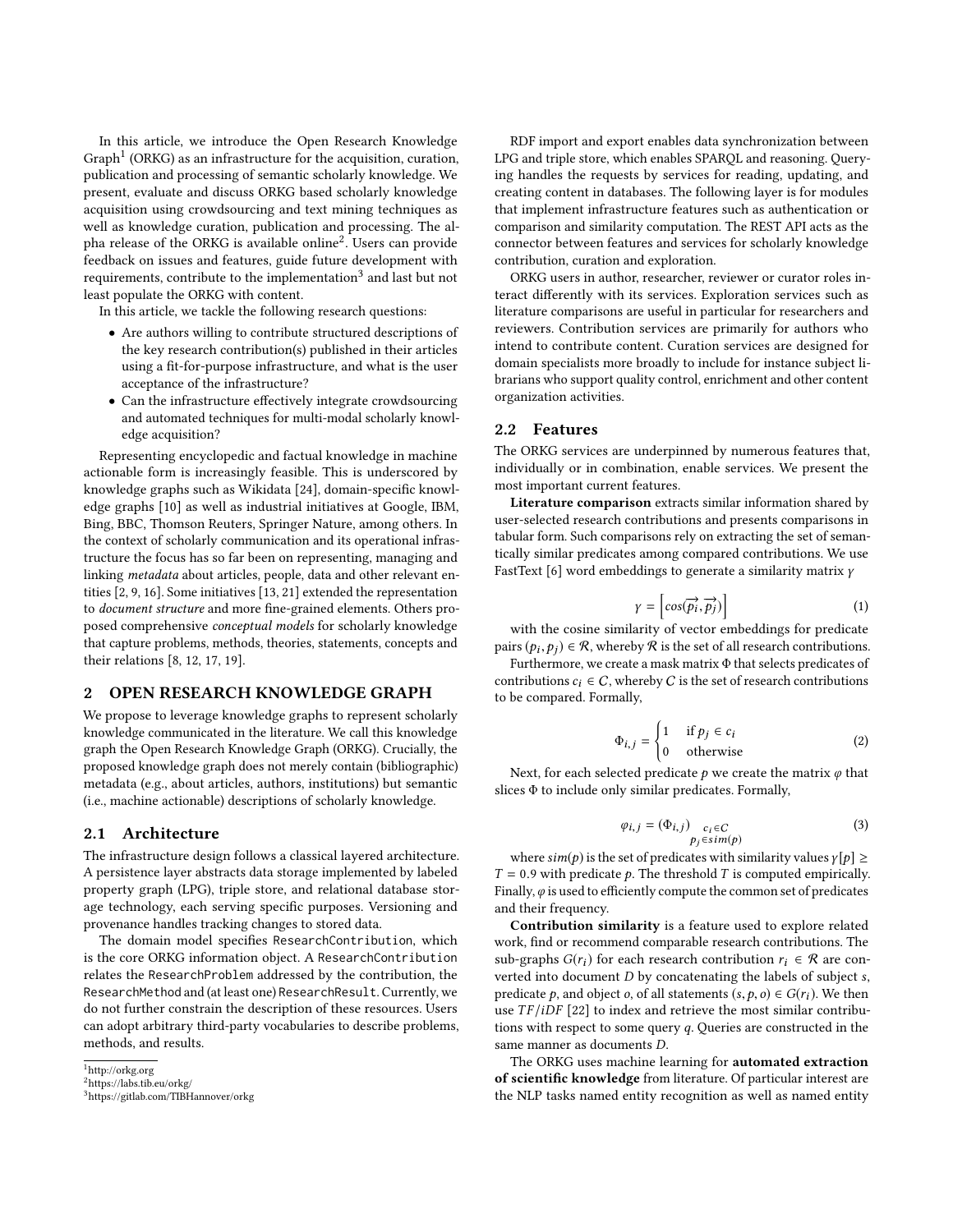In this article, we introduce the Open Research Knowledge Graph[1] (ORKG) as an infrastructure for the acquisition, curation, publication and processing of semantic scholarly knowledge. We present, evaluate and discuss ORKG based scholarly knowledge acquisition using crowdsourcing and text mining techniques as well as knowledge curation, publication and processing. The alpha release of the ORKG is available online[2]. Users can provide feedback on issues and features, guide future development with requirements, contribute to the implementation[3] and last but not least populate the ORKG with content.

In this article, we tackle the following research questions:

- Are authors willing to contribute structured descriptions of the key research contribution(s) published in their articles using a fit-for-purpose infrastructure, and what is the user acceptance of the infrastructure?
- Can the infrastructure effectively integrate crowdsourcing and automated techniques for multi-modal scholarly knowledge acquisition?

Representing encyclopedic and factual knowledge in machine actionable form is increasingly feasible. This is underscored by knowledge graphs such as Wikidata [24], domain-specific knowledge graphs [10] as well as industrial initiatives at Google, IBM, Bing, BBC, Thomson Reuters, Springer Nature, among others. In the context of scholarly communication and its operational infrastructure the focus has so far been on representing, managing and linking *metadata* about articles, people, data and other relevant entities [2, 9, 16]. Some initiatives [13, 21] extended the representation to *document structure* and more fine-grained elements. Others proposed comprehensive *conceptual models* for scholarly knowledge that capture problems, methods, theories, statements, concepts and their relations [8, 12, 17, 19].

## 2 OPEN RESEARCH KNOWLEDGE GRAPH

We propose to leverage knowledge graphs to represent scholarly knowledge communicated in the literature. We call this knowledge graph the Open Research Knowledge Graph (ORKG). Crucially, the proposed knowledge graph does not merely contain (bibliographic) metadata (e.g., about articles, authors, institutions) but semantic (i.e., machine actionable) descriptions of scholarly knowledge.

### 2.1 Architecture

The infrastructure design follows a classical layered architecture. A persistence layer abstracts data storage implemented by labeled property graph (LPG), triple store, and relational database storage technology, each serving specific purposes. Versioning and provenance handles tracking changes to stored data.

The domain model specifies `ResearchContribution`, which is the core ORKG information object. A `ResearchContribution` relates the `ResearchProblem` addressed by the contribution, the `ResearchMethod` and (at least one) `ResearchResult`. Currently, we do not further constrain the description of these resources. Users can adopt arbitrary third-party vocabularies to describe problems, methods, and results.

[1] http://orkg.org
[2] https://labs.tib.eu/orkg/
[3] https://gitlab.com/TIBHannover/orkg

RDF import and export enables data synchronization between LPG and triple store, which enables SPARQL and reasoning. Querying handles the requests by services for reading, updating, and creating content in databases. The following layer is for modules that implement infrastructure features such as authentication or comparison and similarity computation. The REST API acts as the connector between features and services for scholarly knowledge contribution, curation and exploration.

ORKG users in author, researcher, reviewer or curator roles interact differently with its services. Exploration services such as literature comparisons are useful in particular for researchers and reviewers. Contribution services are primarily for authors who intend to contribute content. Curation services are designed for domain specialists more broadly to include for instance subject librarians who support quality control, enrichment and other content organization activities.

### 2.2 Features

The ORKG services are underpinned by numerous features that, individually or in combination, enable services. We present the most important current features.

**Literature comparison** extracts similar information shared by user-selected research contributions and presents comparisons in tabular form. Such comparisons rely on extracting the set of semantically similar predicates among compared contributions. We use FastText [6] word embeddings to generate a similarity matrix $\gamma$

$$\gamma = \left[ cos(\overrightarrow{p_i}, \overrightarrow{p_j}) \right] \tag{1}$$

with the cosine similarity of vector embeddings for predicate pairs $(p_i, p_j) \in \mathcal{R}$, whereby $\mathcal{R}$ is the set of all research contributions.

Furthermore, we create a mask matrix $\Phi$ that selects predicates of contributions $c_i \in C$, whereby $C$ is the set of research contributions to be compared. Formally,

$$\Phi_{i,j} = \begin{cases} 1 & \text{if } p_j \in c_i \\ 0 & \text{otherwise} \end{cases} \tag{2}$$

Next, for each selected predicate $p$ we create the matrix $\varphi$ that slices $\Phi$ to include only similar predicates. Formally,

$$\varphi_{i,j} = (\Phi_{i,j})_{\substack{c_i \in C \\ p_j \in sim(p)}} \tag{3}$$

where $sim(p)$ is the set of predicates with similarity values $\gamma[p] \geq T = 0.9$ with predicate $p$. The threshold $T$ is computed empirically. Finally, $\varphi$ is used to efficiently compute the common set of predicates and their frequency.

**Contribution similarity** is a feature used to explore related work, find or recommend comparable research contributions. The sub-graphs $G(r_i)$ for each research contribution $r_i \in \mathcal{R}$ are converted into document $D$ by concatenating the labels of subject $s$, predicate $p$, and object $o$, of all statements $(s, p, o) \in G(r_i)$. We then use $TF/iDF$ [22] to index and retrieve the most similar contributions with respect to some query $q$. Queries are constructed in the same manner as documents $D$.

The ORKG uses machine learning for **automated extraction of scientific knowledge** from literature. Of particular interest are the NLP tasks named entity recognition as well as named entity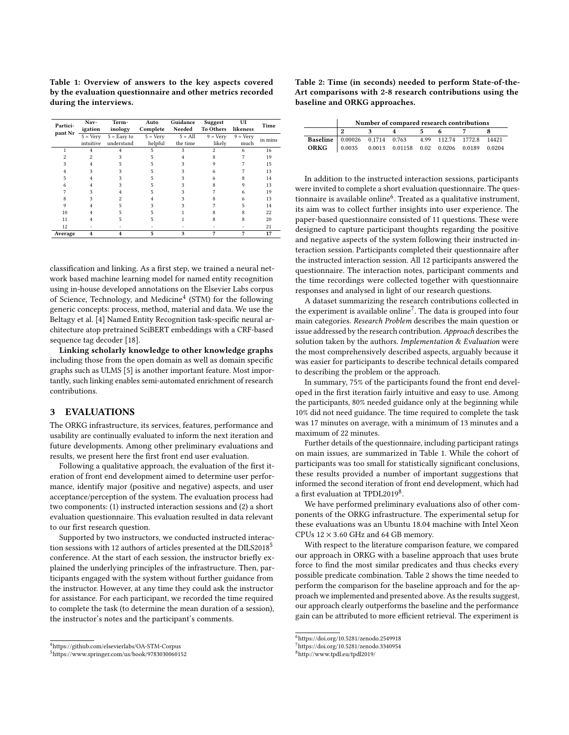**Table 1: Overview of answers to the key aspects covered by the evaluation questionnaire and other metrics recorded during the interviews.**

| Participant Nr | Navigation | Terminology | Auto Complete | Guidance Needed | Suggest To Others | UI likeness | Time |
|---|---|---|---|---|---|---|---|
| | 5 = Very intuitive | 5 = Easy to understand | 5 = Very helpful | 5 = All the time | 9 = Very likely | 9 = Very much | in mins |
| 1 | 4 | 4 | 5 | 3 | 2 | 6 | 16 |
| 2 | 2 | 3 | 5 | 4 | 8 | 7 | 19 |
| 3 | 4 | 5 | 5 | 3 | 9 | 7 | 15 |
| 4 | 3 | 3 | 5 | 3 | 6 | 7 | 13 |
| 5 | 4 | 3 | 5 | 3 | 6 | 8 | 14 |
| 6 | 4 | 3 | 5 | 3 | 8 | 9 | 13 |
| 7 | 3 | 4 | 5 | 3 | 7 | 6 | 19 |
| 8 | 3 | 2 | 4 | 3 | 8 | 6 | 13 |
| 9 | 4 | 5 | 3 | 3 | 7 | 5 | 14 |
| 10 | 4 | 5 | 5 | 1 | 8 | 8 | 22 |
| 11 | 4 | 5 | 5 | 1 | 8 | 8 | 20 |
| 12 | - | - | - | - | - | - | 21 |
| **Average** | **4** | **4** | **5** | **3** | **7** | **7** | **17** |

classification and linking. As a first step, we trained a neural network based machine learning model for named entity recognition using in-house developed annotations on the Elsevier Labs corpus of Science, Technology, and Medicine[4] (STM) for the following generic concepts: process, method, material and data. We use the Beltagy et al. [4] Named Entity Recognition task-specific neural architecture atop pretrained SciBERT embeddings with a CRF-based sequence tag decoder [18].

**Linking scholarly knowledge to other knowledge graphs** including those from the open domain as well as domain specific graphs such as ULMS [5] is another important feature. Most importantly, such linking enables semi-automated enrichment of research contributions.

## 3 EVALUATIONS

The ORKG infrastructure, its services, features, performance and usability are continually evaluated to inform the next iteration and future developments. Among other preliminary evaluations and results, we present here the first front end user evaluation.

Following a qualitative approach, the evaluation of the first iteration of front end development aimed to determine user performance, identify major (positive and negative) aspects, and user acceptance/perception of the system. The evaluation process had two components: (1) instructed interaction sessions and (2) a short evaluation questionnaire. This evaluation resulted in data relevant to our first research question.

Supported by two instructors, we conducted instructed interaction sessions with 12 authors of articles presented at the DILS2018[5] conference. At the start of each session, the instructor briefly explained the underlying principles of the infrastructure. Then, participants engaged with the system without further guidance from the instructor. However, at any time they could ask the instructor for assistance. For each participant, we recorded the time required to complete the task (to determine the mean duration of a session), the instructor's notes and the participant's comments.

[4] https://github.com/elsevierlabs/OA-STM-Corpus

[5] https://www.springer.com/us/book/9783030060152

**Table 2: Time (in seconds) needed to perform State-of-the-Art comparisons with 2-8 research contributions using the baseline and ORKG approaches.**

| | Number of compared research contributions | | | | | | |
|---|---|---|---|---|---|---|---|
| | **2** | **3** | **4** | **5** | **6** | **7** | **8** |
| **Baseline** | 0.00026 | 0.1714 | 0.763 | 4.99 | 112.74 | 1772.8 | 14421 |
| **ORKG** | 0.0035 | 0.0013 | 0.01158 | 0.02 | 0.0206 | 0.0189 | 0.0204 |

In addition to the instructed interaction sessions, participants were invited to complete a short evaluation questionnaire. The questionnaire is available online[6]. Treated as a qualitative instrument, its aim was to collect further insights into user experience. The paper-based questionnaire consisted of 11 questions. These were designed to capture participant thoughts regarding the positive and negative aspects of the system following their instructed interaction session. Participants completed their questionnaire after the instructed interaction session. All 12 participants answered the questionnaire. The interaction notes, participant comments and the time recordings were collected together with questionnaire responses and analysed in light of our research questions.

A dataset summarizing the research contributions collected in the experiment is available online[7]. The data is grouped into four main categories. *Research Problem* describes the main question or issue addressed by the research contribution. *Approach* describes the solution taken by the authors. *Implementation & Evaluation* were the most comprehensively described aspects, arguably because it was easier for participants to describe technical details compared to describing the problem or the approach.

In summary, 75% of the participants found the front end developed in the first iteration fairly intuitive and easy to use. Among the participants, 80% needed guidance only at the beginning while 10% did not need guidance. The time required to complete the task was 17 minutes on average, with a minimum of 13 minutes and a maximum of 22 minutes.

Further details of the questionnaire, including participant ratings on main issues, are summarized in Table 1. While the cohort of participants was too small for statistically significant conclusions, these results provided a number of important suggestions that informed the second iteration of front end development, which had a first evaluation at TPDL2019[8].

We have performed preliminary evaluations also of other components of the ORKG infrastructure. The experimental setup for these evaluations was an Ubuntu 18.04 machine with Intel Xeon CPUs $12 \times 3.60$ GHz and 64 GB memory.

With respect to the literature comparison feature, we compared our approach in ORKG with a baseline approach that uses brute force to find the most similar predicates and thus checks every possible predicate combination. Table 2 shows the time needed to perform the comparison for the baseline approach and for the approach we implemented and presented above. As the results suggest, our approach clearly outperforms the baseline and the performance gain can be attributed to more efficient retrieval. The experiment is

[6] https://doi.org/10.5281/zenodo.2549918

[7] https://doi.org/10.5281/zenodo.3340954

[8] http://www.tpdl.eu/tpdl2019/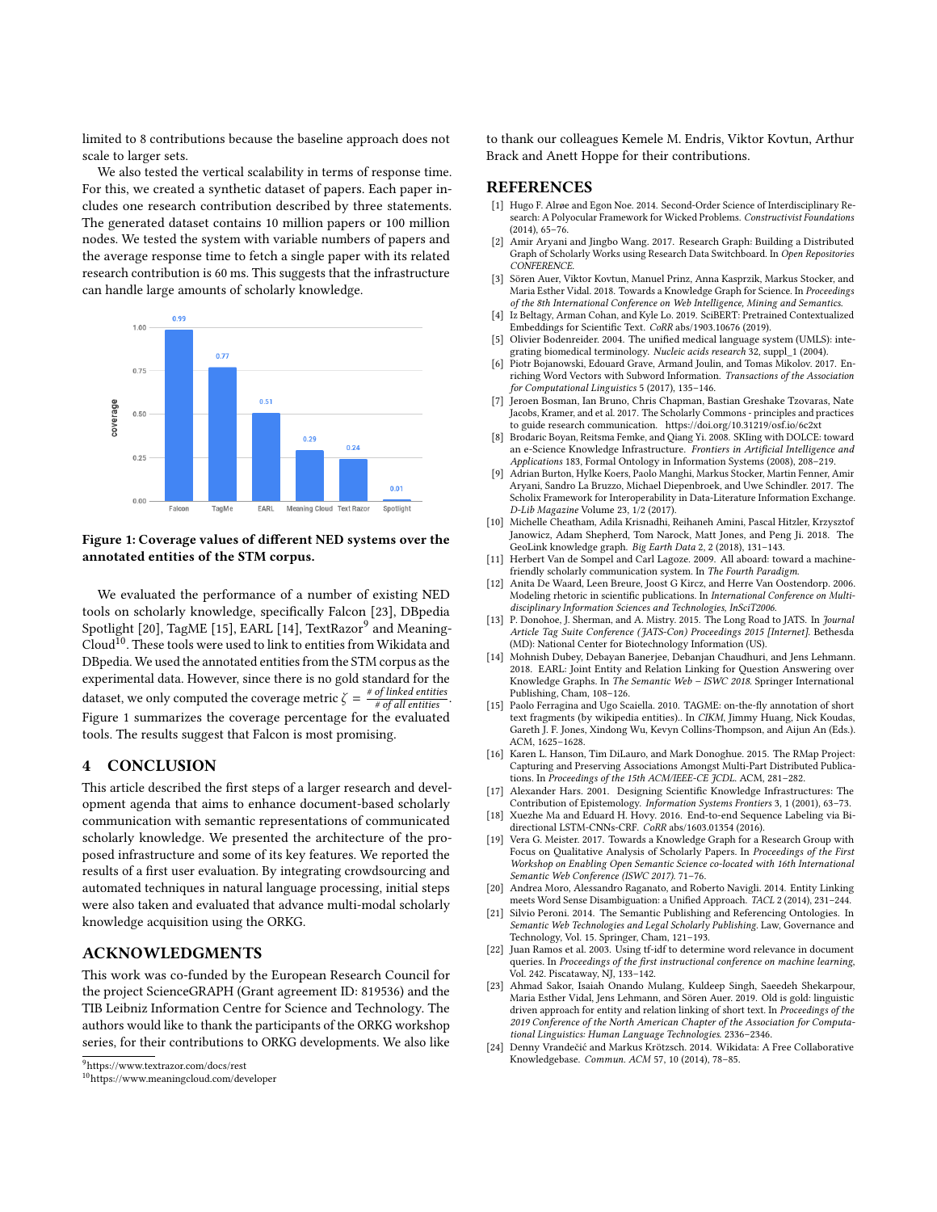limited to 8 contributions because the baseline approach does not scale to larger sets.

We also tested the vertical scalability in terms of response time. For this, we created a synthetic dataset of papers. Each paper includes one research contribution described by three statements. The generated dataset contains 10 million papers or 100 million nodes. We tested the system with variable numbers of papers and the average response time to fetch a single paper with its related research contribution is 60 ms. This suggests that the infrastructure can handle large amounts of scholarly knowledge.

coverage

1.00
0.75
0.50
0.25
0.00

0.99
0.77
0.51
0.29
0.24
0.01

Falcon
TagMe
EARL
Meaning Cloud
Text Razor
Spotlight

**Figure 1: Coverage values of different NED systems over the annotated entities of the STM corpus.**

We evaluated the performance of a number of existing NED tools on scholarly knowledge, specifically Falcon [23], DBpedia Spotlight [20], TagME [15], EARL [14], TextRazor[9] and MeaningCloud[10]. These tools were used to link to entities from Wikidata and DBpedia. We used the annotated entities from the STM corpus as the experimental data. However, since there is no gold standard for the dataset, we only computed the coverage metric $\zeta = \frac{\#\ of\ linked\ entities}{\#\ of\ all\ entities}$. Figure 1 summarizes the coverage percentage for the evaluated tools. The results suggest that Falcon is most promising.

# 4 CONCLUSION

This article described the first steps of a larger research and development agenda that aims to enhance document-based scholarly communication with semantic representations of communicated scholarly knowledge. We presented the architecture of the proposed infrastructure and some of its key features. We reported the results of a first user evaluation. By integrating crowdsourcing and automated techniques in natural language processing, initial steps were also taken and evaluated that advance multi-modal scholarly knowledge acquisition using the ORKG.

# ACKNOWLEDGMENTS

This work was co-funded by the European Research Council for the project ScienceGRAPH (Grant agreement ID: 819536) and the TIB Leibniz Information Centre for Science and Technology. The authors would like to thank the participants of the ORKG workshop series, for their contributions to ORKG developments. We also like to thank our colleagues Kemele M. Endris, Viktor Kovtun, Arthur Brack and Anett Hoppe for their contributions.

[9] https://www.textrazor.com/docs/rest

[10] https://www.meaningcloud.com/developer

# REFERENCES

[1] Hugo F. Alrøe and Egon Noe. 2014. Second-Order Science of Interdisciplinary Research: A Polyocular Framework for Wicked Problems. *Constructivist Foundations* (2014), 65–76.

[2] Amir Aryani and Jingbo Wang. 2017. Research Graph: Building a Distributed Graph of Scholarly Works using Research Data Switchboard. In *Open Repositories CONFERENCE*.

[3] Sören Auer, Viktor Kovtun, Manuel Prinz, Anna Kasprzik, Markus Stocker, and Maria Esther Vidal. 2018. Towards a Knowledge Graph for Science. In *Proceedings of the 8th International Conference on Web Intelligence, Mining and Semantics*.

[4] Iz Beltagy, Arman Cohan, and Kyle Lo. 2019. SciBERT: Pretrained Contextualized Embeddings for Scientific Text. *CoRR* abs/1903.10676 (2019).

[5] Olivier Bodenreider. 2004. The unified medical language system (UMLS): integrating biomedical terminology. *Nucleic acids research* 32, suppl_1 (2004).

[6] Piotr Bojanowski, Edouard Grave, Armand Joulin, and Tomas Mikolov. 2017. Enriching Word Vectors with Subword Information. *Transactions of the Association for Computational Linguistics* 5 (2017), 135–146.

[7] Jeroen Bosman, Ian Bruno, Chris Chapman, Bastian Greshake Tzovaras, Nate Jacobs, Kramer, and et al. 2017. The Scholarly Commons - principles and practices to guide research communication. https://doi.org/10.31219/osf.io/6c2xt

[8] Brodaric Boyan, Reitsma Femke, and Qiang Yi. 2008. SKIing with DOLCE: toward an e-Science Knowledge Infrastructure. *Frontiers in Artificial Intelligence and Applications* 183, Formal Ontology in Information Systems (2008), 208–219.

[9] Adrian Burton, Hylke Koers, Paolo Manghi, Markus Stocker, Martin Fenner, Amir Aryani, Sandro La Bruzzo, Michael Diepenbroek, and Uwe Schindler. 2017. The Scholix Framework for Interoperability in Data-Literature Information Exchange. *D-Lib Magazine* Volume 23, 1/2 (2017).

[10] Michelle Cheatham, Adila Krisnadhi, Reihaneh Amini, Pascal Hitzler, Krzysztof Janowicz, Adam Shepherd, Tom Narock, Matt Jones, and Peng Ji. 2018. The GeoLink knowledge graph. *Big Earth Data* 2, 2 (2018), 131–143.

[11] Herbert Van de Sompel and Carl Lagoze. 2009. All aboard: toward a machine-friendly scholarly communication system. In *The Fourth Paradigm*.

[12] Anita De Waard, Leen Breure, Joost G Kircz, and Herre Van Oostendorp. 2006. Modeling rhetoric in scientific publications. In *International Conference on Multidisciplinary Information Sciences and Technologies, InSciT2006*.

[13] P. Donohoe, J. Sherman, and A. Mistry. 2015. The Long Road to JATS. In *Journal Article Tag Suite Conference (JATS-Con) Proceedings 2015 [Internet]*. Bethesda (MD): National Center for Biotechnology Information (US).

[14] Mohnish Dubey, Debayan Banerjee, Debanjan Chaudhuri, and Jens Lehmann. 2018. EARL: Joint Entity and Relation Linking for Question Answering over Knowledge Graphs. In *The Semantic Web – ISWC 2018*. Springer International Publishing, Cham, 108–126.

[15] Paolo Ferragina and Ugo Scaiella. 2010. TAGME: on-the-fly annotation of short text fragments (by wikipedia entities).. In *CIKM*, Jimmy Huang, Nick Koudas, Gareth J. F. Jones, Xindong Wu, Kevyn Collins-Thompson, and Aijun An (Eds.). ACM, 1625–1628.

[16] Karen L. Hanson, Tim DiLauro, and Mark Donoghue. 2015. The RMap Project: Capturing and Preserving Associations Amongst Multi-Part Distributed Publications. In *Proceedings of the 15th ACM/IEEE-CE JCDL*. ACM, 281–282.

[17] Alexander Hars. 2001. Designing Scientific Knowledge Infrastructures: The Contribution of Epistemology. *Information Systems Frontiers* 3, 1 (2001), 63–73.

[18] Xuezhe Ma and Eduard H. Hovy. 2016. End-to-end Sequence Labeling via Bi-directional LSTM-CNNs-CRF. *CoRR* abs/1603.01354 (2016).

[19] Vera G. Meister. 2017. Towards a Knowledge Graph for a Research Group with Focus on Qualitative Analysis of Scholarly Papers. In *Proceedings of the First Workshop on Enabling Open Semantic Science co-located with 16th International Semantic Web Conference (ISWC 2017)*. 71–76.

[20] Andrea Moro, Alessandro Raganato, and Roberto Navigli. 2014. Entity Linking meets Word Sense Disambiguation: a Unified Approach. *TACL* 2 (2014), 231–244.

[21] Silvio Peroni. 2014. The Semantic Publishing and Referencing Ontologies. In *Semantic Web Technologies and Legal Scholarly Publishing*. Law, Governance and Technology, Vol. 15. Springer, Cham, 121–193.

[22] Juan Ramos et al. 2003. Using tf-idf to determine word relevance in document queries. In *Proceedings of the first instructional conference on machine learning*, Vol. 242. Piscataway, NJ, 133–142.

[23] Ahmad Sakor, Isaiah Onando Mulang, Kuldeep Singh, Saeedeh Shekarpour, Maria Esther Vidal, Jens Lehmann, and Sören Auer. 2019. Old is gold: linguistic driven approach for entity and relation linking of short text. In *Proceedings of the 2019 Conference of the North American Chapter of the Association for Computational Linguistics: Human Language Technologies*. 2336–2346.

[24] Denny Vrandečić and Markus Krötzsch. 2014. Wikidata: A Free Collaborative Knowledgebase. *Commun. ACM* 57, 10 (2014), 78–85.